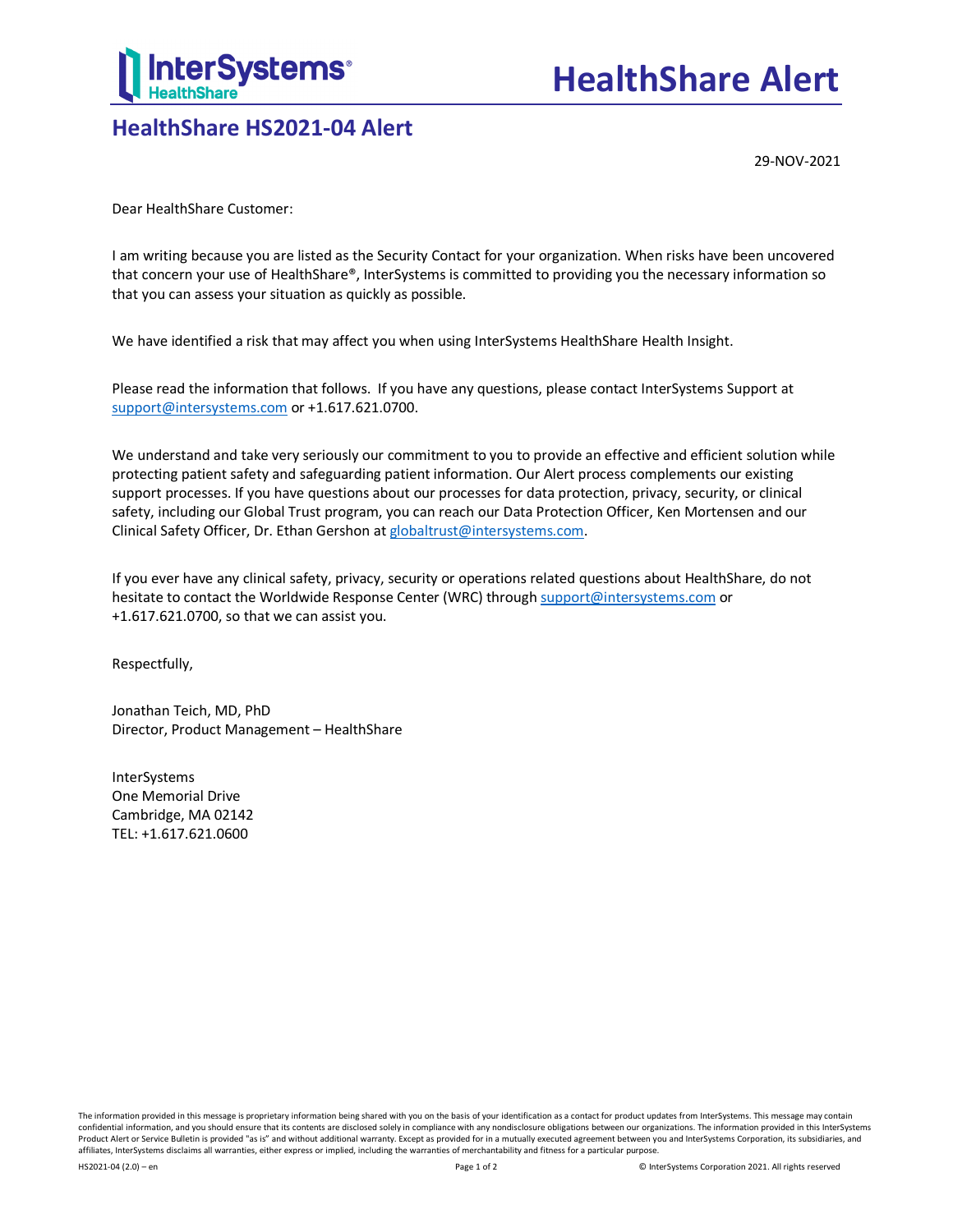# HealthShare Alert

## HealthShare HS2021-04 Alert

29-NOV-2021

Dear HealthShare Customer:

I am writing because you are listed as the Security Contact for your organization. When risks have been uncovered that concern your use of HealthShare®, InterSystems is committed to providing you the necessary information so that you can assess your situation as quickly as possible.

We have identified a risk that may affect you when using InterSystems HealthShare Health Insight.

Please read the information that follows. If you have any questions, please contact InterSystems Support at support@intersystems.com or +1.617.621.0700.

We understand and take very seriously our commitment to you to provide an effective and efficient solution while protecting patient safety and safeguarding patient information. Our Alert process complements our existing support processes. If you have questions about our processes for data protection, privacy, security, or clinical safety, including our Global Trust program, you can reach our Data Protection Officer, Ken Mortensen and our Clinical Safety Officer, Dr. Ethan Gershon at globaltrust@intersystems.com.

If you ever have any clinical safety, privacy, security or operations related questions about HealthShare, do not hesitate to contact the Worldwide Response Center (WRC) through support@intersystems.com or +1.617.621.0700, so that we can assist you.

Respectfully,

Jonathan Teich, MD, PhD
Director, Product Management – HealthShare

InterSystems
One Memorial Drive
Cambridge, MA 02142
TEL: +1.617.621.0600

The information provided in this message is proprietary information being shared with you on the basis of your identification as a contact for product updates from InterSystems. This message may contain confidential information, and you should ensure that its contents are disclosed solely in compliance with any nondisclosure obligations between our organizations. The information provided in this InterSystems Product Alert or Service Bulletin is provided "as is" and without additional warranty. Except as provided for in a mutually executed agreement between you and InterSystems Corporation, its subsidiaries, and affiliates, InterSystems disclaims all warranties, either express or implied, including the warranties of merchantability and fitness for a particular purpose.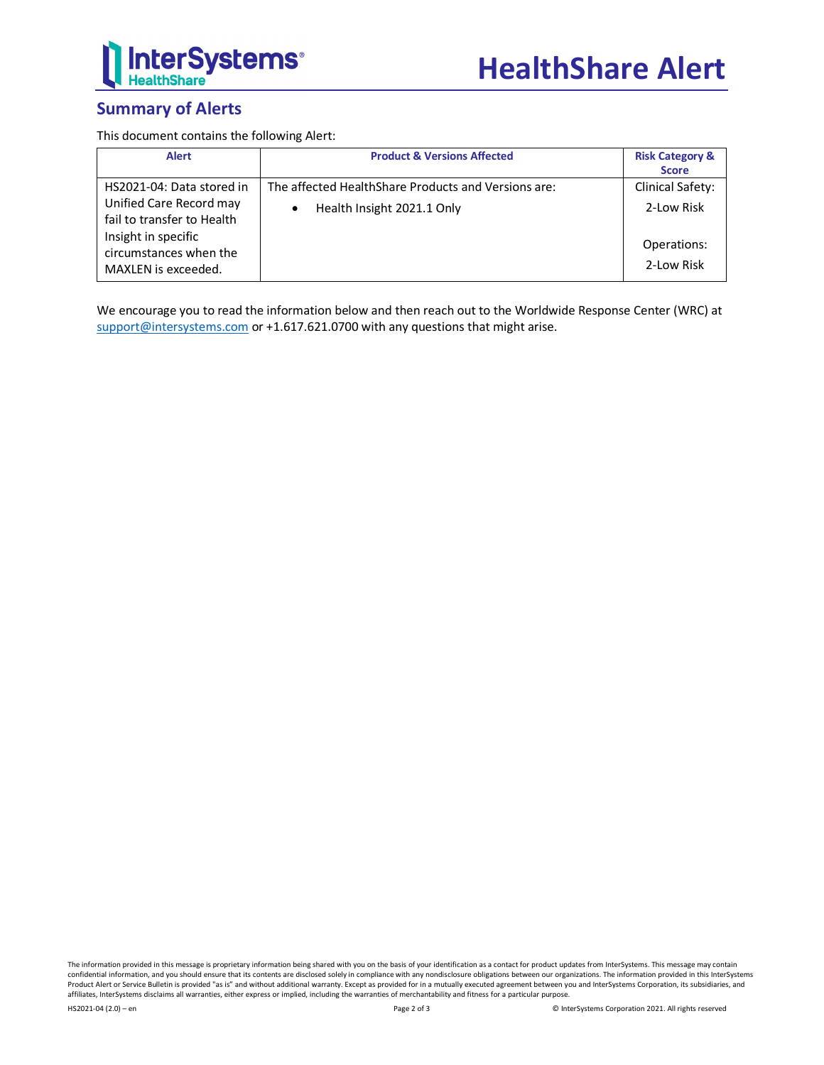## Summary of Alerts

This document contains the following Alert:

| Alert | Product & Versions Affected | Risk Category & Score |
| --- | --- | --- |
| HS2021-04: Data stored in Unified Care Record may fail to transfer to Health Insight in specific circumstances when the MAXLEN is exceeded. | The affected HealthShare Products and Versions are: <br> • Health Insight 2021.1 Only | Clinical Safety: 2-Low Risk <br><br> Operations: 2-Low Risk |

We encourage you to read the information below and then reach out to the Worldwide Response Center (WRC) at support@intersystems.com or +1.617.621.0700 with any questions that might arise.

The information provided in this message is proprietary information being shared with you on the basis of your identification as a contact for product updates from InterSystems. This message may contain confidential information, and you should ensure that its contents are disclosed solely in compliance with any nondisclosure obligations between our organizations. The information provided in this InterSystems Product Alert or Service Bulletin is provided "as is" and without additional warranty. Except as provided for in a mutually executed agreement between you and InterSystems Corporation, its subsidiaries, and affiliates, InterSystems disclaims all warranties, either express or implied, including the warranties of merchantability and fitness for a particular purpose.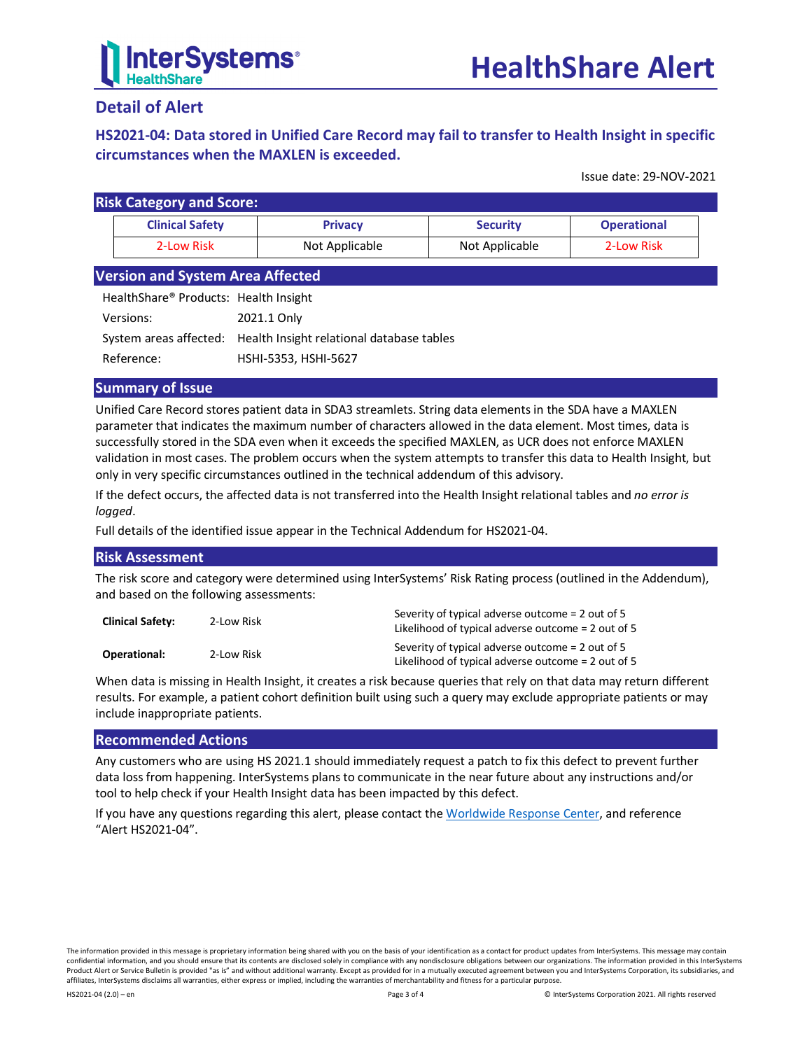# HealthShare Alert

## Detail of Alert

### HS2021-04: Data stored in Unified Care Record may fail to transfer to Health Insight in specific circumstances when the MAXLEN is exceeded.

Issue date: 29-NOV-2021

## Risk Category and Score:

| Clinical Safety | Privacy | Security | Operational |
|---|---|---|---|
| 2-Low Risk | Not Applicable | Not Applicable | 2-Low Risk |

## Version and System Area Affected

| | |
|---|---|
| HealthShare® Products: | Health Insight |
| Versions: | 2021.1 Only |
| System areas affected: | Health Insight relational database tables |
| Reference: | HSHI-5353, HSHI-5627 |

## Summary of Issue

Unified Care Record stores patient data in SDA3 streamlets. String data elements in the SDA have a MAXLEN parameter that indicates the maximum number of characters allowed in the data element. Most times, data is successfully stored in the SDA even when it exceeds the specified MAXLEN, as UCR does not enforce MAXLEN validation in most cases. The problem occurs when the system attempts to transfer this data to Health Insight, but only in very specific circumstances outlined in the technical addendum of this advisory.

If the defect occurs, the affected data is not transferred into the Health Insight relational tables and *no error is logged*.

Full details of the identified issue appear in the Technical Addendum for HS2021-04.

## Risk Assessment

The risk score and category were determined using InterSystems' Risk Rating process (outlined in the Addendum), and based on the following assessments:

| | | |
|---|---|---|
| **Clinical Safety:** | 2-Low Risk | Severity of typical adverse outcome = 2 out of 5<br>Likelihood of typical adverse outcome = 2 out of 5 |
| **Operational:** | 2-Low Risk | Severity of typical adverse outcome = 2 out of 5<br>Likelihood of typical adverse outcome = 2 out of 5 |

When data is missing in Health Insight, it creates a risk because queries that rely on that data may return different results. For example, a patient cohort definition built using such a query may exclude appropriate patients or may include inappropriate patients.

## Recommended Actions

Any customers who are using HS 2021.1 should immediately request a patch to fix this defect to prevent further data loss from happening. InterSystems plans to communicate in the near future about any instructions and/or tool to help check if your Health Insight data has been impacted by this defect.

If you have any questions regarding this alert, please contact the Worldwide Response Center, and reference "Alert HS2021-04".

The information provided in this message is proprietary information being shared with you on the basis of your identification as a contact for product updates from InterSystems. This message may contain confidential information, and you should ensure that its contents are disclosed solely in compliance with any nondisclosure obligations between our organizations. The information provided in this InterSystems Product Alert or Service Bulletin is provided "as is" and without additional warranty. Except as provided for in a mutually executed agreement between you and InterSystems Corporation, its subsidiaries, and affiliates, InterSystems disclaims all warranties, either express or implied, including the warranties of merchantability and fitness for a particular purpose.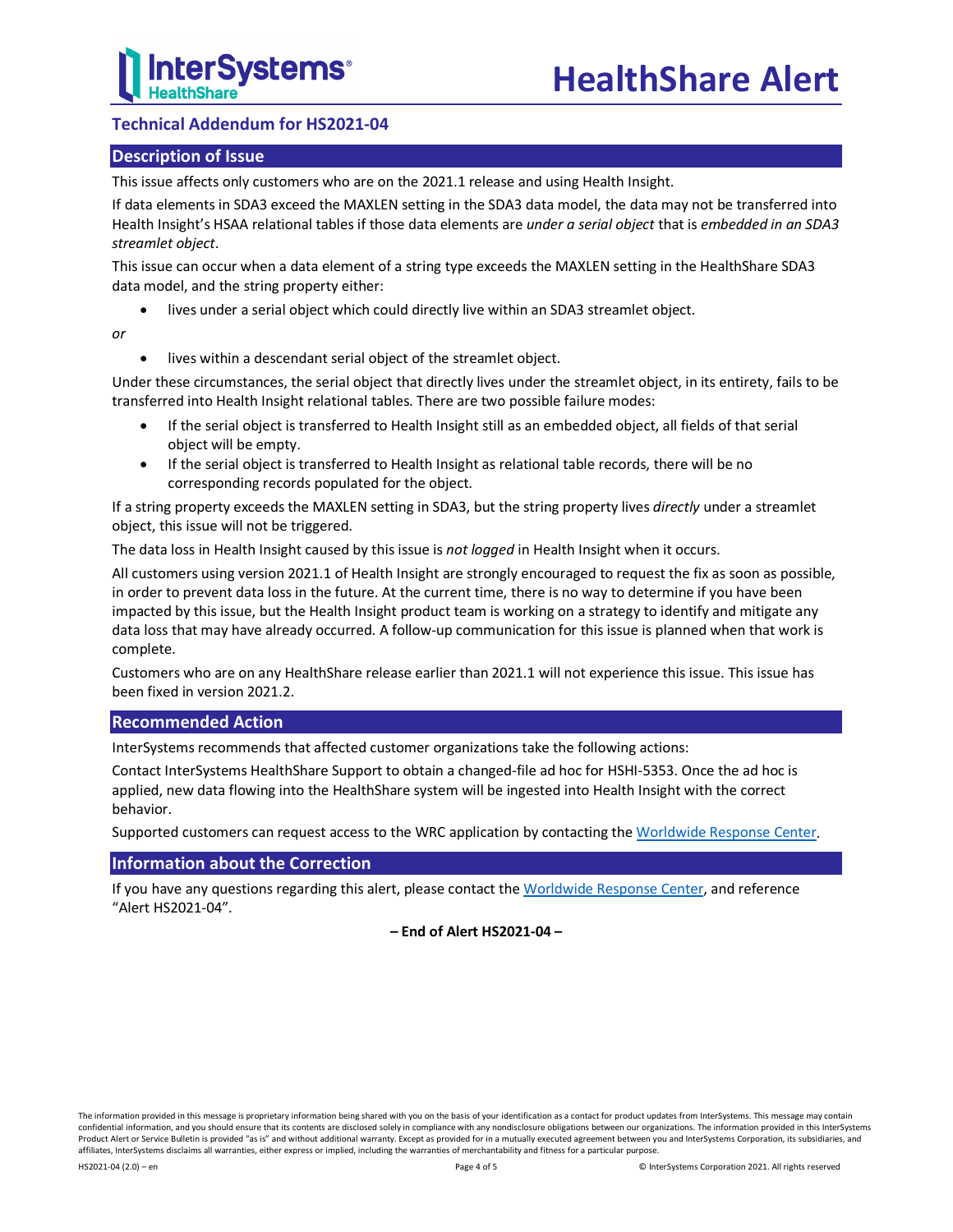## Technical Addendum for HS2021-04

### Description of Issue

This issue affects only customers who are on the 2021.1 release and using Health Insight.

If data elements in SDA3 exceed the MAXLEN setting in the SDA3 data model, the data may not be transferred into Health Insight's HSAA relational tables if those data elements are *under a serial object* that is *embedded in an SDA3 streamlet object*.

This issue can occur when a data element of a string type exceeds the MAXLEN setting in the HealthShare SDA3 data model, and the string property either:

- lives under a serial object which could directly live within an SDA3 streamlet object.

*or*

- lives within a descendant serial object of the streamlet object.

Under these circumstances, the serial object that directly lives under the streamlet object, in its entirety, fails to be transferred into Health Insight relational tables. There are two possible failure modes:

- If the serial object is transferred to Health Insight still as an embedded object, all fields of that serial object will be empty.
- If the serial object is transferred to Health Insight as relational table records, there will be no corresponding records populated for the object.

If a string property exceeds the MAXLEN setting in SDA3, but the string property lives *directly* under a streamlet object, this issue will not be triggered.

The data loss in Health Insight caused by this issue is *not logged* in Health Insight when it occurs.

All customers using version 2021.1 of Health Insight are strongly encouraged to request the fix as soon as possible, in order to prevent data loss in the future. At the current time, there is no way to determine if you have been impacted by this issue, but the Health Insight product team is working on a strategy to identify and mitigate any data loss that may have already occurred. A follow-up communication for this issue is planned when that work is complete.

Customers who are on any HealthShare release earlier than 2021.1 will not experience this issue. This issue has been fixed in version 2021.2.

### Recommended Action

InterSystems recommends that affected customer organizations take the following actions:

Contact InterSystems HealthShare Support to obtain a changed-file ad hoc for HSHI-5353. Once the ad hoc is applied, new data flowing into the HealthShare system will be ingested into Health Insight with the correct behavior.

Supported customers can request access to the WRC application by contacting the Worldwide Response Center.

### Information about the Correction

If you have any questions regarding this alert, please contact the Worldwide Response Center, and reference "Alert HS2021-04".

**– End of Alert HS2021-04 –**

The information provided in this message is proprietary information being shared with you on the basis of your identification as a contact for product updates from InterSystems. This message may contain confidential information, and you should ensure that its contents are disclosed solely in compliance with any nondisclosure obligations between our organizations. The information provided in this InterSystems Product Alert or Service Bulletin is provided "as is" and without additional warranty. Except as provided for in a mutually executed agreement between you and InterSystems Corporation, its subsidiaries, and affiliates, InterSystems disclaims all warranties, either express or implied, including the warranties of merchantability and fitness for a particular purpose.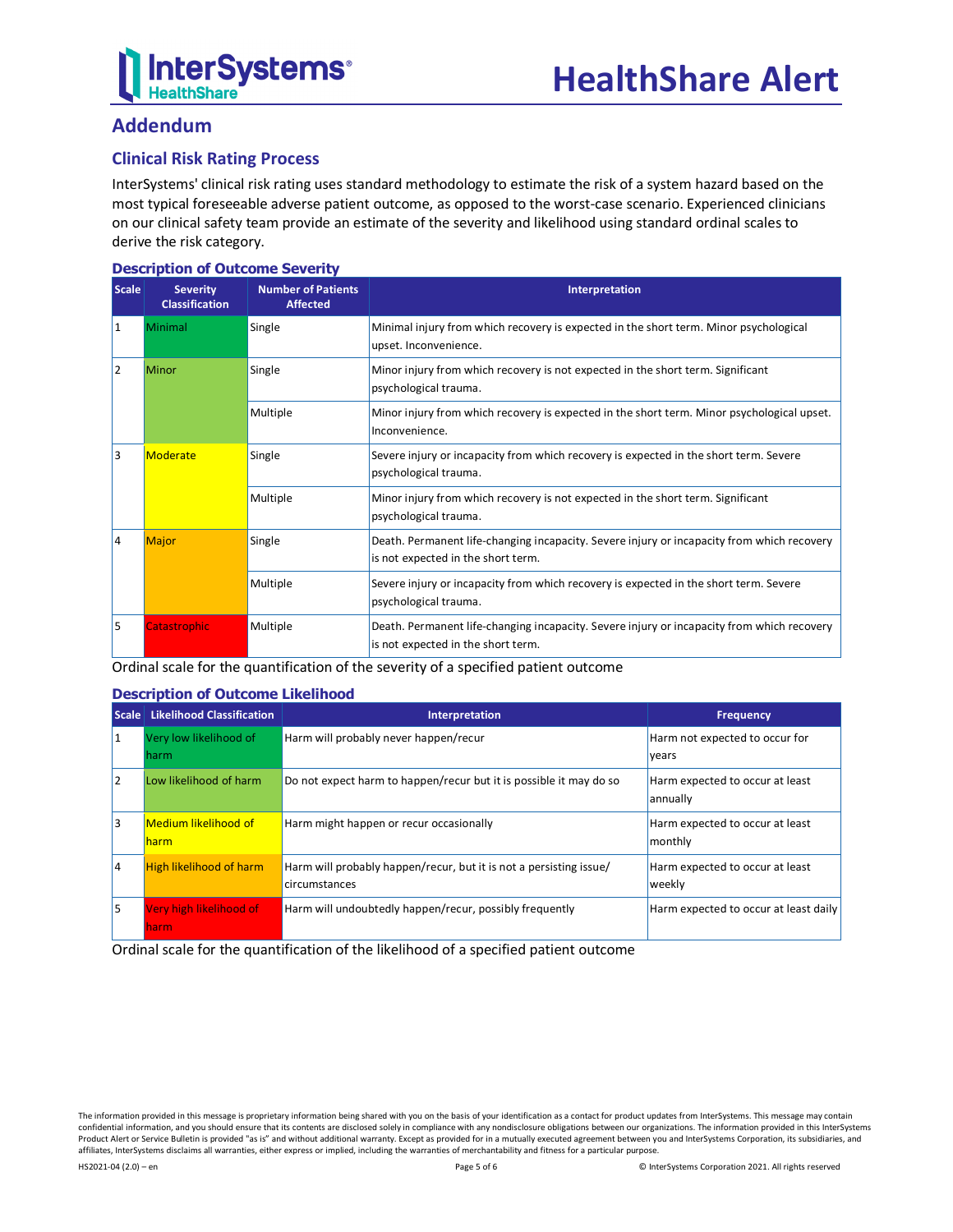## Addendum

### Clinical Risk Rating Process

InterSystems' clinical risk rating uses standard methodology to estimate the risk of a system hazard based on the most typical foreseeable adverse patient outcome, as opposed to the worst-case scenario. Experienced clinicians on our clinical safety team provide an estimate of the severity and likelihood using standard ordinal scales to derive the risk category.

#### Description of Outcome Severity

| Scale | Severity Classification | Number of Patients Affected | Interpretation |
|---|---|---|---|
| 1 | Minimal | Single | Minimal injury from which recovery is expected in the short term. Minor psychological upset. Inconvenience. |
| 2 | Minor | Single | Minor injury from which recovery is not expected in the short term. Significant psychological trauma. |
| | | Multiple | Minor injury from which recovery is expected in the short term. Minor psychological upset. Inconvenience. |
| 3 | Moderate | Single | Severe injury or incapacity from which recovery is expected in the short term. Severe psychological trauma. |
| | | Multiple | Minor injury from which recovery is not expected in the short term. Significant psychological trauma. |
| 4 | Major | Single | Death. Permanent life-changing incapacity. Severe injury or incapacity from which recovery is not expected in the short term. |
| | | Multiple | Severe injury or incapacity from which recovery is expected in the short term. Severe psychological trauma. |
| 5 | Catastrophic | Multiple | Death. Permanent life-changing incapacity. Severe injury or incapacity from which recovery is not expected in the short term. |

Ordinal scale for the quantification of the severity of a specified patient outcome

#### Description of Outcome Likelihood

| Scale | Likelihood Classification | Interpretation | Frequency |
|---|---|---|---|
| 1 | Very low likelihood of harm | Harm will probably never happen/recur | Harm not expected to occur for years |
| 2 | Low likelihood of harm | Do not expect harm to happen/recur but it is possible it may do so | Harm expected to occur at least annually |
| 3 | Medium likelihood of harm | Harm might happen or recur occasionally | Harm expected to occur at least monthly |
| 4 | High likelihood of harm | Harm will probably happen/recur, but it is not a persisting issue/ circumstances | Harm expected to occur at least weekly |
| 5 | Very high likelihood of harm | Harm will undoubtedly happen/recur, possibly frequently | Harm expected to occur at least daily |

Ordinal scale for the quantification of the likelihood of a specified patient outcome

The information provided in this message is proprietary information being shared with you on the basis of your identification as a contact for product updates from InterSystems. This message may contain confidential information, and you should ensure that its contents are disclosed solely in compliance with any nondisclosure obligations between our organizations. The information provided in this InterSystems Product Alert or Service Bulletin is provided "as is" and without additional warranty. Except as provided for in a mutually executed agreement between you and InterSystems Corporation, its subsidiaries, and affiliates, InterSystems disclaims all warranties, either express or implied, including the warranties of merchantability and fitness for a particular purpose.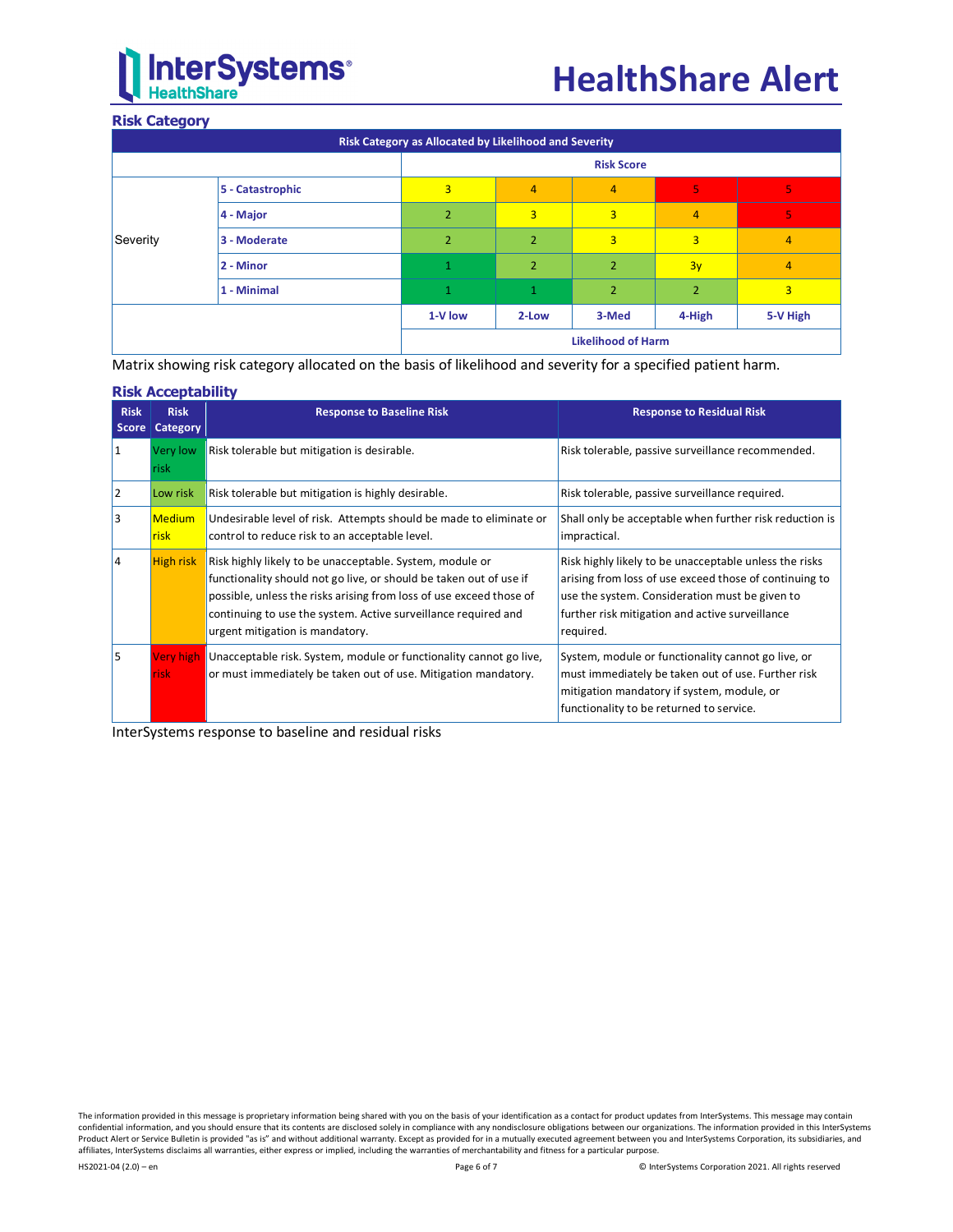## Risk Category

| Risk Category as Allocated by Likelihood and Severity | | | | | | |
|---|---|---|---|---|---|---|
| | | Risk Score | | | | |
| Severity | 5 - Catastrophic | 3 | 4 | 4 | 5 | 5 |
| | 4 - Major | 2 | 3 | 3 | 4 | 5 |
| | 3 - Moderate | 2 | 2 | 3 | 3 | 4 |
| | 2 - Minor | 1 | 2 | 2 | 3y | 4 |
| | 1 - Minimal | 1 | 1 | 2 | 2 | 3 |
| | | 1-V low | 2-Low | 3-Med | 4-High | 5-V High |
| | | Likelihood of Harm | | | | |

Matrix showing risk category allocated on the basis of likelihood and severity for a specified patient harm.

## Risk Acceptability

| Risk Score | Risk Category | Response to Baseline Risk | Response to Residual Risk |
|---|---|---|---|
| 1 | Very low risk | Risk tolerable but mitigation is desirable. | Risk tolerable, passive surveillance recommended. |
| 2 | Low risk | Risk tolerable but mitigation is highly desirable. | Risk tolerable, passive surveillance required. |
| 3 | Medium risk | Undesirable level of risk. Attempts should be made to eliminate or control to reduce risk to an acceptable level. | Shall only be acceptable when further risk reduction is impractical. |
| 4 | High risk | Risk highly likely to be unacceptable. System, module or functionality should not go live, or should be taken out of use if possible, unless the risks arising from loss of use exceed those of continuing to use the system. Active surveillance required and urgent mitigation is mandatory. | Risk highly likely to be unacceptable unless the risks arising from loss of use exceed those of continuing to use the system. Consideration must be given to further risk mitigation and active surveillance required. |
| 5 | Very high risk | Unacceptable risk. System, module or functionality cannot go live, or must immediately be taken out of use. Mitigation mandatory. | System, module or functionality cannot go live, or must immediately be taken out of use. Further risk mitigation mandatory if system, module, or functionality to be returned to service. |

InterSystems response to baseline and residual risks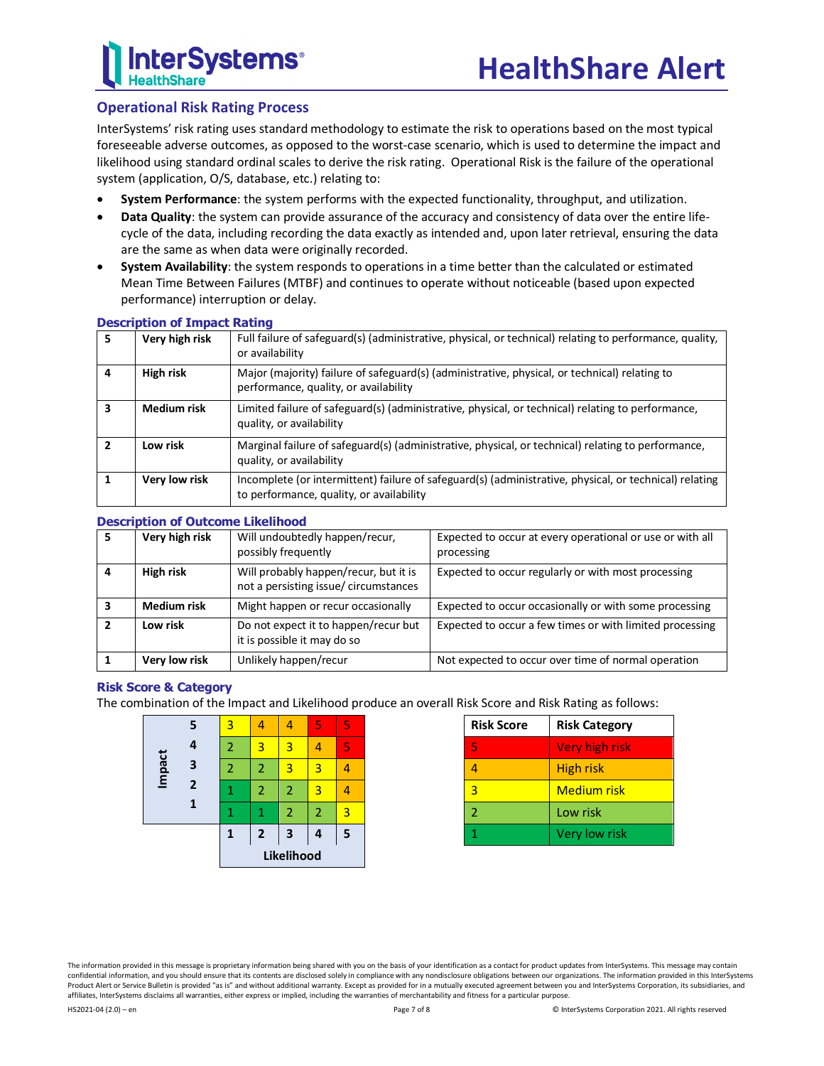## Operational Risk Rating Process

InterSystems' risk rating uses standard methodology to estimate the risk to operations based on the most typical foreseeable adverse outcomes, as opposed to the worst-case scenario, which is used to determine the impact and likelihood using standard ordinal scales to derive the risk rating. Operational Risk is the failure of the operational system (application, O/S, database, etc.) relating to:

- **System Performance**: the system performs with the expected functionality, throughput, and utilization.
- **Data Quality**: the system can provide assurance of the accuracy and consistency of data over the entire life-cycle of the data, including recording the data exactly as intended and, upon later retrieval, ensuring the data are the same as when data were originally recorded.
- **System Availability**: the system responds to operations in a time better than the calculated or estimated Mean Time Between Failures (MTBF) and continues to operate without noticeable (based upon expected performance) interruption or delay.

### Description of Impact Rating

| | | |
|---|---|---|
| **5** | **Very high risk** | Full failure of safeguard(s) (administrative, physical, or technical) relating to performance, quality, or availability |
| **4** | **High risk** | Major (majority) failure of safeguard(s) (administrative, physical, or technical) relating to performance, quality, or availability |
| **3** | **Medium risk** | Limited failure of safeguard(s) (administrative, physical, or technical) relating to performance, quality, or availability |
| **2** | **Low risk** | Marginal failure of safeguard(s) (administrative, physical, or technical) relating to performance, quality, or availability |
| **1** | **Very low risk** | Incomplete (or intermittent) failure of safeguard(s) (administrative, physical, or technical) relating to performance, quality, or availability |

### Description of Outcome Likelihood

| | | | |
|---|---|---|---|
| **5** | **Very high risk** | Will undoubtedly happen/recur, possibly frequently | Expected to occur at every operational or use or with all processing |
| **4** | **High risk** | Will probably happen/recur, but it is not a persisting issue/ circumstances | Expected to occur regularly or with most processing |
| **3** | **Medium risk** | Might happen or recur occasionally | Expected to occur occasionally or with some processing |
| **2** | **Low risk** | Do not expect it to happen/recur but it is possible it may do so | Expected to occur a few times or with limited processing |
| **1** | **Very low risk** | Unlikely happen/recur | Not expected to occur over time of normal operation |

### Risk Score & Category

The combination of the Impact and Likelihood produce an overall Risk Score and Risk Rating as follows:

| Impact \ Likelihood | 1 | 2 | 3 | 4 | 5 |
|---|---|---|---|---|---|
| **5** | 3 | 4 | 4 | 5 | 5 |
| **4** | 2 | 3 | 3 | 4 | 5 |
| **3** | 2 | 2 | 3 | 3 | 4 |
| **2** | 1 | 2 | 2 | 3 | 4 |
| **1** | 1 | 1 | 2 | 2 | 3 |

| Risk Score | Risk Category |
|---|---|
| 5 | Very high risk |
| 4 | High risk |
| 3 | Medium risk |
| 2 | Low risk |
| 1 | Very low risk |

The information provided in this message is proprietary information being shared with you on the basis of your identification as a contact for product updates from InterSystems. This message may contain confidential information, and you should ensure that its contents are disclosed solely in compliance with any nondisclosure obligations between our organizations. The information provided in this InterSystems Product Alert or Service Bulletin is provided "as is" and without additional warranty. Except as provided for in a mutually executed agreement between you and InterSystems Corporation, its subsidiaries, and affiliates, InterSystems disclaims all warranties, either express or implied, including the warranties of merchantability and fitness for a particular purpose.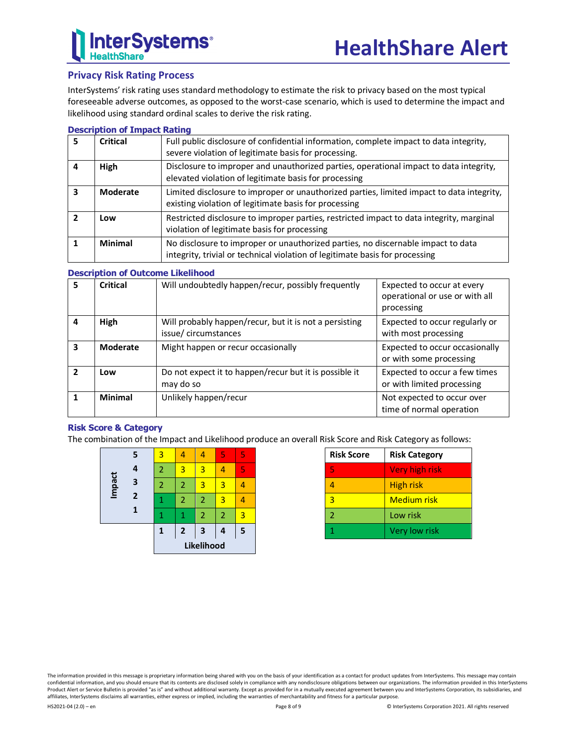## Privacy Risk Rating Process

InterSystems' risk rating uses standard methodology to estimate the risk to privacy based on the most typical foreseeable adverse outcomes, as opposed to the worst-case scenario, which is used to determine the impact and likelihood using standard ordinal scales to derive the risk rating.

### Description of Impact Rating

| | | |
|---|---|---|
| 5 | **Critical** | Full public disclosure of confidential information, complete impact to data integrity, severe violation of legitimate basis for processing. |
| 4 | **High** | Disclosure to improper and unauthorized parties, operational impact to data integrity, elevated violation of legitimate basis for processing |
| 3 | **Moderate** | Limited disclosure to improper or unauthorized parties, limited impact to data integrity, existing violation of legitimate basis for processing |
| 2 | **Low** | Restricted disclosure to improper parties, restricted impact to data integrity, marginal violation of legitimate basis for processing |
| 1 | **Minimal** | No disclosure to improper or unauthorized parties, no discernable impact to data integrity, trivial or technical violation of legitimate basis for processing |

### Description of Outcome Likelihood

| | | | |
|---|---|---|---|
| 5 | **Critical** | Will undoubtedly happen/recur, possibly frequently | Expected to occur at every operational or use or with all processing |
| 4 | **High** | Will probably happen/recur, but it is not a persisting issue/ circumstances | Expected to occur regularly or with most processing |
| 3 | **Moderate** | Might happen or recur occasionally | Expected to occur occasionally or with some processing |
| 2 | **Low** | Do not expect it to happen/recur but it is possible it may do so | Expected to occur a few times or with limited processing |
| 1 | **Minimal** | Unlikely happen/recur | Not expected to occur over time of normal operation |

### Risk Score & Category

The combination of the Impact and Likelihood produce an overall Risk Score and Risk Category as follows:

| Impact \ Likelihood | 1 | 2 | 3 | 4 | 5 |
|---|---|---|---|---|---|
| 5 | 3 | 4 | 4 | 5 | 5 |
| 4 | 2 | 3 | 3 | 4 | 5 |
| 3 | 2 | 2 | 3 | 3 | 4 |
| 2 | 1 | 2 | 2 | 3 | 4 |
| 1 | 1 | 1 | 2 | 2 | 3 |

| Risk Score | Risk Category |
|---|---|
| 5 | Very high risk |
| 4 | High risk |
| 3 | Medium risk |
| 2 | Low risk |
| 1 | Very low risk |

The information provided in this message is proprietary information being shared with you on the basis of your identification as a contact for product updates from InterSystems. This message may contain confidential information, and you should ensure that its contents are disclosed solely in compliance with any nondisclosure obligations between our organizations. The information provided in this InterSystems Product Alert or Service Bulletin is provided "as is" and without additional warranty. Except as provided for in a mutually executed agreement between you and InterSystems Corporation, its subsidiaries, and affiliates, InterSystems disclaims all warranties, either express or implied, including the warranties of merchantability and fitness for a particular purpose.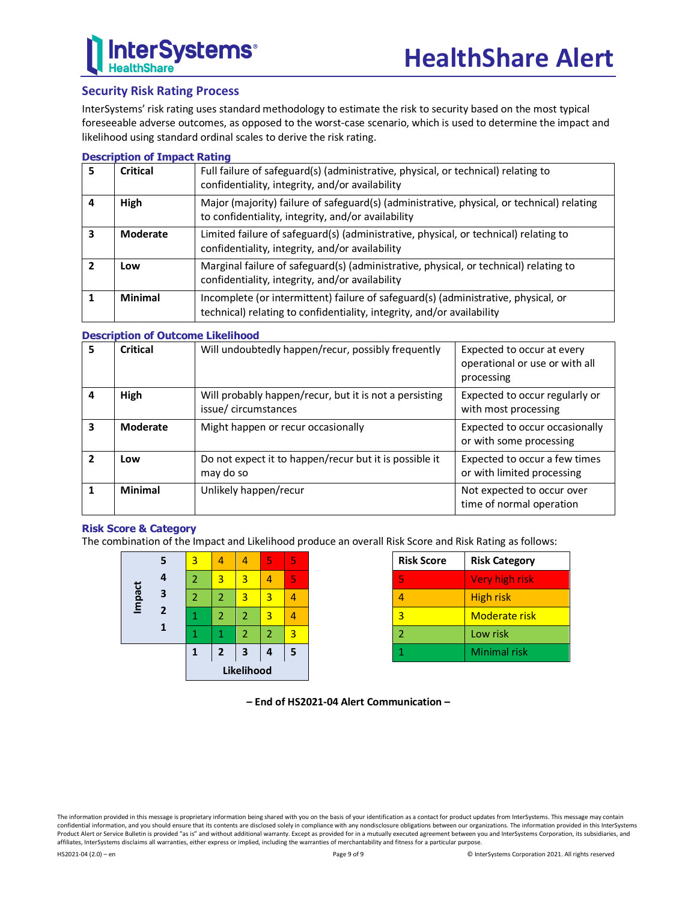## Security Risk Rating Process

InterSystems' risk rating uses standard methodology to estimate the risk to security based on the most typical foreseeable adverse outcomes, as opposed to the worst-case scenario, which is used to determine the impact and likelihood using standard ordinal scales to derive the risk rating.

### Description of Impact Rating

| | | |
|---|---|---|
| **5** | **Critical** | Full failure of safeguard(s) (administrative, physical, or technical) relating to confidentiality, integrity, and/or availability |
| **4** | **High** | Major (majority) failure of safeguard(s) (administrative, physical, or technical) relating to confidentiality, integrity, and/or availability |
| **3** | **Moderate** | Limited failure of safeguard(s) (administrative, physical, or technical) relating to confidentiality, integrity, and/or availability |
| **2** | **Low** | Marginal failure of safeguard(s) (administrative, physical, or technical) relating to confidentiality, integrity, and/or availability |
| **1** | **Minimal** | Incomplete (or intermittent) failure of safeguard(s) (administrative, physical, or technical) relating to confidentiality, integrity, and/or availability |

### Description of Outcome Likelihood

| | | | |
|---|---|---|---|
| **5** | **Critical** | Will undoubtedly happen/recur, possibly frequently | Expected to occur at every operational or use or with all processing |
| **4** | **High** | Will probably happen/recur, but it is not a persisting issue/ circumstances | Expected to occur regularly or with most processing |
| **3** | **Moderate** | Might happen or recur occasionally | Expected to occur occasionally or with some processing |
| **2** | **Low** | Do not expect it to happen/recur but it is possible it may do so | Expected to occur a few times or with limited processing |
| **1** | **Minimal** | Unlikely happen/recur | Not expected to occur over time of normal operation |

### Risk Score & Category

The combination of the Impact and Likelihood produce an overall Risk Score and Risk Rating as follows:

| Impact \ Likelihood | 1 | 2 | 3 | 4 | 5 |
|---|---|---|---|---|---|
| **5** | 3 | 4 | 4 | 5 | 5 |
| **4** | 2 | 3 | 3 | 4 | 5 |
| **3** | 2 | 2 | 3 | 3 | 4 |
| **2** | 1 | 2 | 2 | 3 | 4 |
| **1** | 1 | 1 | 2 | 2 | 3 |

| Risk Score | Risk Category |
|---|---|
| 5 | Very high risk |
| 4 | High risk |
| 3 | Moderate risk |
| 2 | Low risk |
| 1 | Minimal risk |

**– End of HS2021-04 Alert Communication –**

The information provided in this message is proprietary information being shared with you on the basis of your identification as a contact for product updates from InterSystems. This message may contain confidential information, and you should ensure that its contents are disclosed solely in compliance with any nondisclosure obligations between our organizations. The information provided in this InterSystems Product Alert or Service Bulletin is provided "as is" and without additional warranty. Except as provided for in a mutually executed agreement between you and InterSystems Corporation, its subsidiaries, and affiliates, InterSystems disclaims all warranties, either express or implied, including the warranties of merchantability and fitness for a particular purpose.